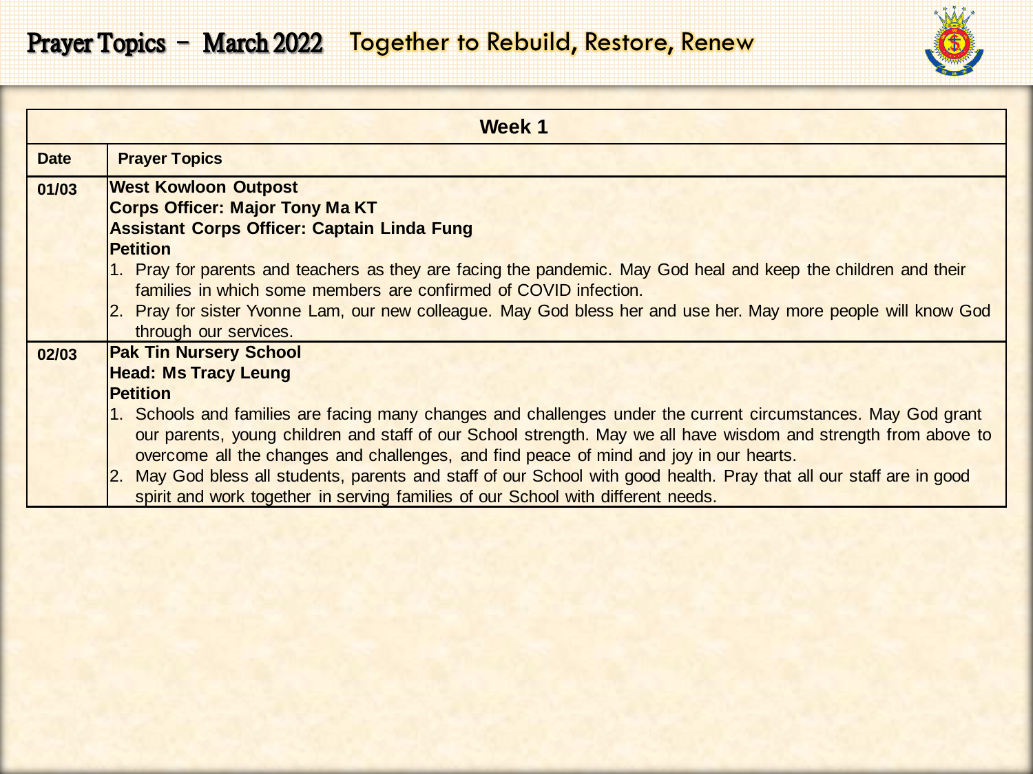# Prayer Topics – March 2022 Together to Rebuild, Restore, Renew

| Week 1 | |
|---|---|
| **Date** | **Prayer Topics** |
| **01/03** | **West Kowloon Outpost**<br>**Corps Officer: Major Tony Ma KT**<br>**Assistant Corps Officer: Captain Linda Fung**<br>**Petition**<br>1. Pray for parents and teachers as they are facing the pandemic. May God heal and keep the children and their families in which some members are confirmed of COVID infection.<br>2. Pray for sister Yvonne Lam, our new colleague. May God bless her and use her. May more people will know God through our services. |
| **02/03** | **Pak Tin Nursery School**<br>**Head: Ms Tracy Leung**<br>**Petition**<br>1. Schools and families are facing many changes and challenges under the current circumstances. May God grant our parents, young children and staff of our School strength. May we all have wisdom and strength from above to overcome all the changes and challenges, and find peace of mind and joy in our hearts.<br>2. May God bless all students, parents and staff of our School with good health. Pray that all our staff are in good spirit and work together in serving families of our School with different needs. |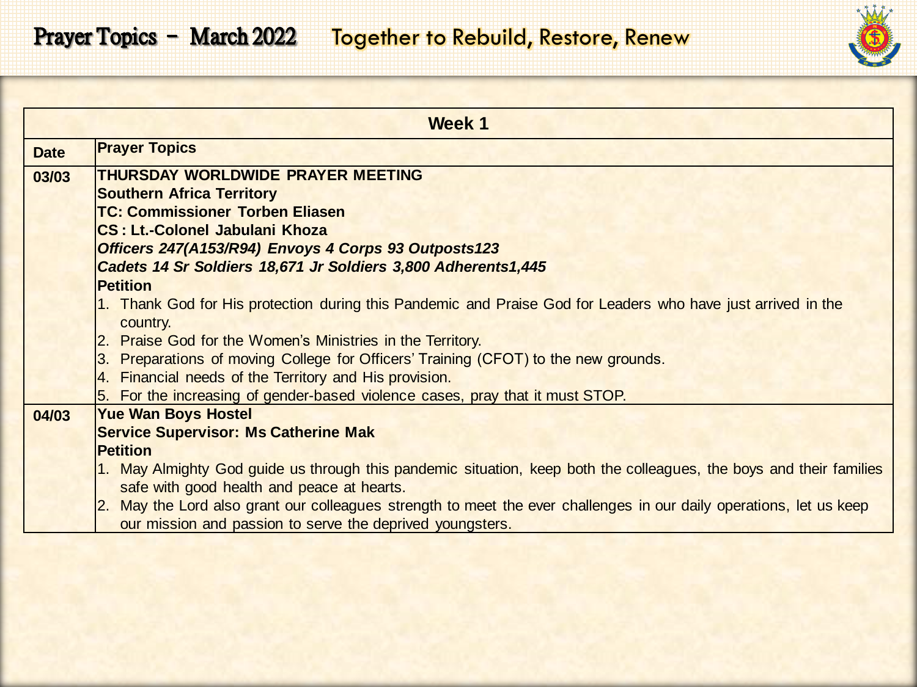# Prayer Topics - March 2022 Together to Rebuild, Restore, Renew

| Week 1 | |
|---|---|
| **Date** | **Prayer Topics** |
| **03/03** | **THURSDAY WORLDWIDE PRAYER MEETING**<br>**Southern Africa Territory**<br>**TC: Commissioner Torben Eliasen**<br>**CS : Lt.-Colonel Jabulani Khoza**<br>***Officers 247(A153/R94) Envoys 4 Corps 93 Outposts123***<br>***Cadets 14 Sr Soldiers 18,671 Jr Soldiers 3,800 Adherents1,445***<br>**Petition**<br>1. Thank God for His protection during this Pandemic and Praise God for Leaders who have just arrived in the country.<br>2. Praise God for the Women's Ministries in the Territory.<br>3. Preparations of moving College for Officers' Training (CFOT) to the new grounds.<br>4. Financial needs of the Territory and His provision.<br>5. For the increasing of gender-based violence cases, pray that it must STOP. |
| **04/03** | **Yue Wan Boys Hostel**<br>**Service Supervisor: Ms Catherine Mak**<br>**Petition**<br>1. May Almighty God guide us through this pandemic situation, keep both the colleagues, the boys and their families safe with good health and peace at hearts.<br>2. May the Lord also grant our colleagues strength to meet the ever challenges in our daily operations, let us keep our mission and passion to serve the deprived youngsters. |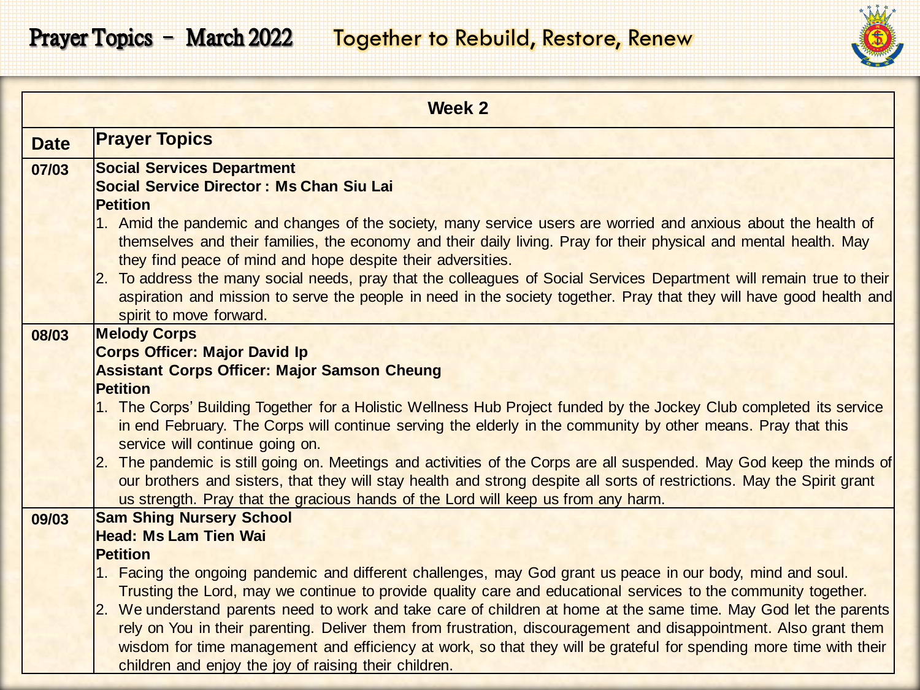# Prayer Topics – March 2022 Together to Rebuild, Restore, Renew

| Week 2 | |
|---|---|
| **Date** | **Prayer Topics** |
| **07/03** | **Social Services Department**<br>**Social Service Director : Ms Chan Siu Lai**<br>**Petition**<br>1. Amid the pandemic and changes of the society, many service users are worried and anxious about the health of themselves and their families, the economy and their daily living. Pray for their physical and mental health. May they find peace of mind and hope despite their adversities.<br>2. To address the many social needs, pray that the colleagues of Social Services Department will remain true to their aspiration and mission to serve the people in need in the society together. Pray that they will have good health and spirit to move forward. |
| **08/03** | **Melody Corps**<br>**Corps Officer: Major David Ip**<br>**Assistant Corps Officer: Major Samson Cheung**<br>**Petition**<br>1. The Corps' Building Together for a Holistic Wellness Hub Project funded by the Jockey Club completed its service in end February. The Corps will continue serving the elderly in the community by other means. Pray that this service will continue going on.<br>2. The pandemic is still going on. Meetings and activities of the Corps are all suspended. May God keep the minds of our brothers and sisters, that they will stay health and strong despite all sorts of restrictions. May the Spirit grant us strength. Pray that the gracious hands of the Lord will keep us from any harm. |
| **09/03** | **Sam Shing Nursery School**<br>**Head: Ms Lam Tien Wai**<br>**Petition**<br>1. Facing the ongoing pandemic and different challenges, may God grant us peace in our body, mind and soul. Trusting the Lord, may we continue to provide quality care and educational services to the community together.<br>2. We understand parents need to work and take care of children at home at the same time. May God let the parents rely on You in their parenting. Deliver them from frustration, discouragement and disappointment. Also grant them wisdom for time management and efficiency at work, so that they will be grateful for spending more time with their children and enjoy the joy of raising their children. |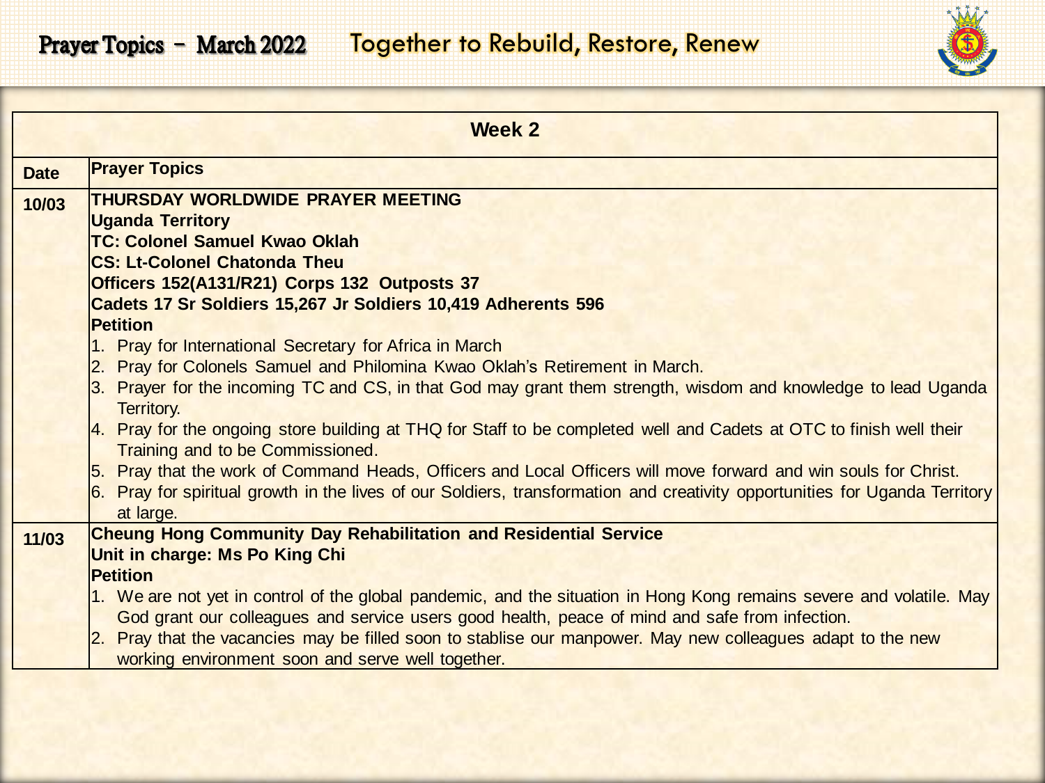# Prayer Topics – March 2022 Together to Rebuild, Restore, Renew

| Week 2 | |
|---|---|
| **Date** | **Prayer Topics** |
| **10/03** | **THURSDAY WORLDWIDE PRAYER MEETING**<br>**Uganda Territory**<br>**TC: Colonel Samuel Kwao Oklah**<br>**CS: Lt-Colonel Chatonda Theu**<br>**Officers 152(A131/R21) Corps 132 Outposts 37**<br>**Cadets 17 Sr Soldiers 15,267 Jr Soldiers 10,419 Adherents 596**<br>**Petition**<br>1. Pray for International Secretary for Africa in March<br>2. Pray for Colonels Samuel and Philomina Kwao Oklah's Retirement in March.<br>3. Prayer for the incoming TC and CS, in that God may grant them strength, wisdom and knowledge to lead Uganda Territory.<br>4. Pray for the ongoing store building at THQ for Staff to be completed well and Cadets at OTC to finish well their Training and to be Commissioned.<br>5. Pray that the work of Command Heads, Officers and Local Officers will move forward and win souls for Christ.<br>6. Pray for spiritual growth in the lives of our Soldiers, transformation and creativity opportunities for Uganda Territory at large. |
| **11/03** | **Cheung Hong Community Day Rehabilitation and Residential Service**<br>**Unit in charge: Ms Po King Chi**<br>**Petition**<br>1. We are not yet in control of the global pandemic, and the situation in Hong Kong remains severe and volatile. May God grant our colleagues and service users good health, peace of mind and safe from infection.<br>2. Pray that the vacancies may be filled soon to stablise our manpower. May new colleagues adapt to the new working environment soon and serve well together. |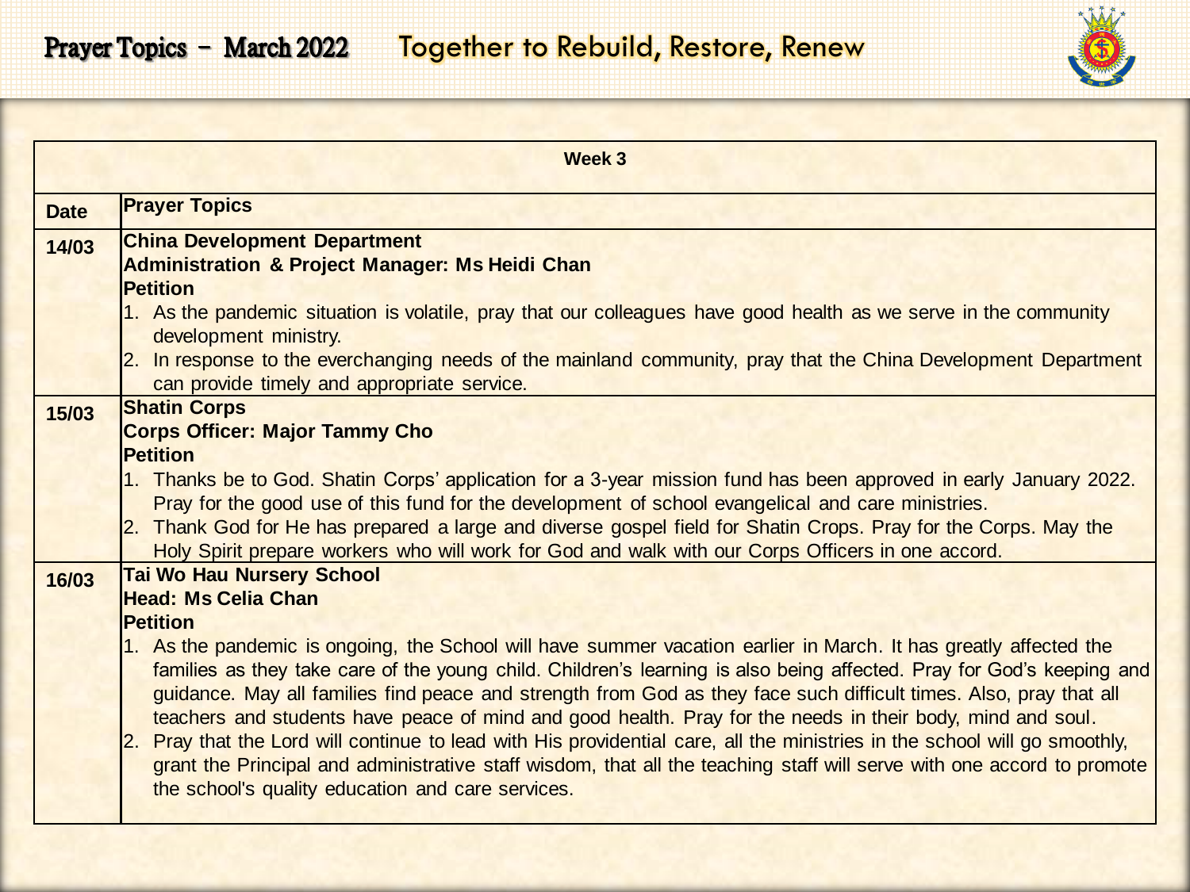# Prayer Topics – March 2022    Together to Rebuild, Restore, Renew

| Week 3 | |
|---|---|
| **Date** | **Prayer Topics** |
| **14/03** | **China Development Department**<br>**Administration & Project Manager: Ms Heidi Chan**<br>**Petition**<br>1. As the pandemic situation is volatile, pray that our colleagues have good health as we serve in the community development ministry.<br>2. In response to the everchanging needs of the mainland community, pray that the China Development Department can provide timely and appropriate service. |
| **15/03** | **Shatin Corps**<br>**Corps Officer: Major Tammy Cho**<br>**Petition**<br>1. Thanks be to God. Shatin Corps' application for a 3-year mission fund has been approved in early January 2022. Pray for the good use of this fund for the development of school evangelical and care ministries.<br>2. Thank God for He has prepared a large and diverse gospel field for Shatin Crops. Pray for the Corps. May the Holy Spirit prepare workers who will work for God and walk with our Corps Officers in one accord. |
| **16/03** | **Tai Wo Hau Nursery School**<br>**Head: Ms Celia Chan**<br>**Petition**<br>1. As the pandemic is ongoing, the School will have summer vacation earlier in March. It has greatly affected the families as they take care of the young child. Children's learning is also being affected. Pray for God's keeping and guidance. May all families find peace and strength from God as they face such difficult times. Also, pray that all teachers and students have peace of mind and good health. Pray for the needs in their body, mind and soul.<br>2. Pray that the Lord will continue to lead with His providential care, all the ministries in the school will go smoothly, grant the Principal and administrative staff wisdom, that all the teaching staff will serve with one accord to promote the school's quality education and care services. |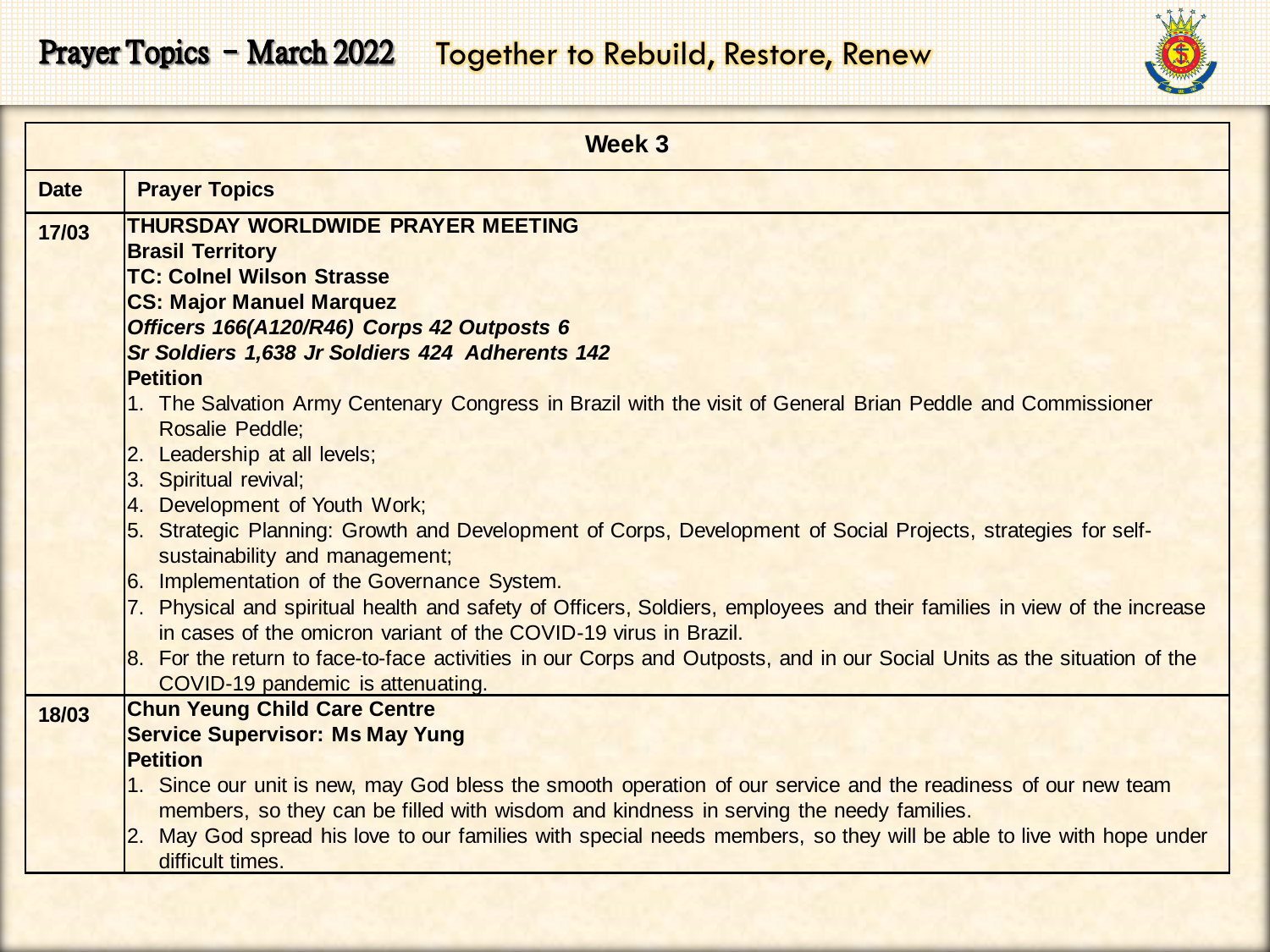# Prayer Topics - March 2022 Together to Rebuild, Restore, Renew

| Week 3 | |
|---|---|
| **Date** | **Prayer Topics** |
| **17/03** | **THURSDAY WORLDWIDE PRAYER MEETING**<br>**Brasil Territory**<br>**TC: Colnel Wilson Strasse**<br>**CS: Major Manuel Marquez**<br>***Officers 166(A120/R46) Corps 42 Outposts 6***<br>***Sr Soldiers 1,638 Jr Soldiers 424 Adherents 142***<br>**Petition**<br>1. The Salvation Army Centenary Congress in Brazil with the visit of General Brian Peddle and Commissioner Rosalie Peddle;<br>2. Leadership at all levels;<br>3. Spiritual revival;<br>4. Development of Youth Work;<br>5. Strategic Planning: Growth and Development of Corps, Development of Social Projects, strategies for self-sustainability and management;<br>6. Implementation of the Governance System.<br>7. Physical and spiritual health and safety of Officers, Soldiers, employees and their families in view of the increase in cases of the omicron variant of the COVID-19 virus in Brazil.<br>8. For the return to face-to-face activities in our Corps and Outposts, and in our Social Units as the situation of the COVID-19 pandemic is attenuating. |
| **18/03** | **Chun Yeung Child Care Centre**<br>**Service Supervisor: Ms May Yung**<br>**Petition**<br>1. Since our unit is new, may God bless the smooth operation of our service and the readiness of our new team members, so they can be filled with wisdom and kindness in serving the needy families.<br>2. May God spread his love to our families with special needs members, so they will be able to live with hope under difficult times. |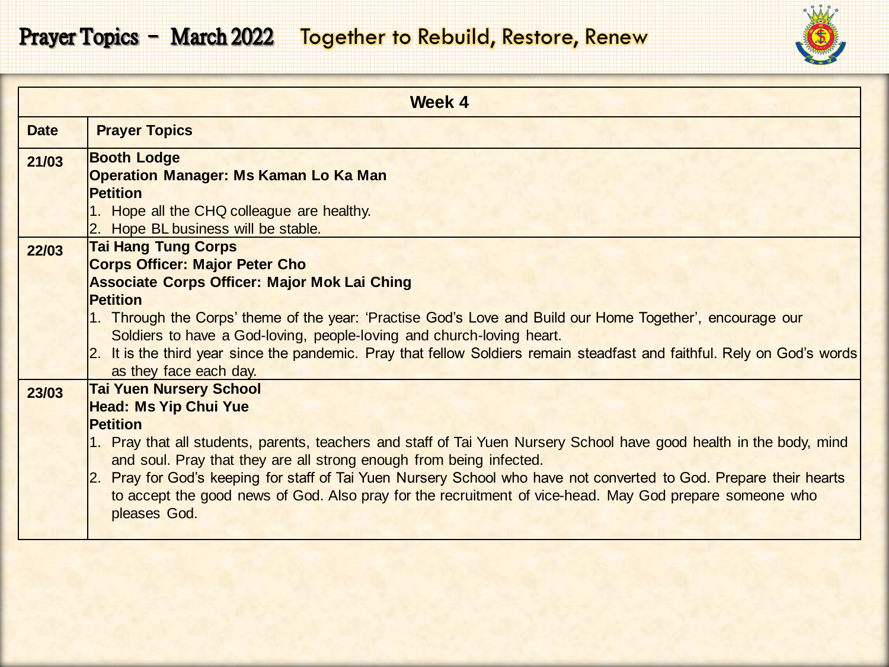# Prayer Topics - March 2022 Together to Rebuild, Restore, Renew

| Week 4 | |
|---|---|
| **Date** | **Prayer Topics** |
| **21/03** | **Booth Lodge**<br>**Operation Manager: Ms Kaman Lo Ka Man**<br>**Petition**<br>1. Hope all the CHQ colleague are healthy.<br>2. Hope BL business will be stable. |
| **22/03** | **Tai Hang Tung Corps**<br>**Corps Officer: Major Peter Cho**<br>**Associate Corps Officer: Major Mok Lai Ching**<br>**Petition**<br>1. Through the Corps' theme of the year: 'Practise God's Love and Build our Home Together', encourage our Soldiers to have a God-loving, people-loving and church-loving heart.<br>2. It is the third year since the pandemic. Pray that fellow Soldiers remain steadfast and faithful. Rely on God's words as they face each day. |
| **23/03** | **Tai Yuen Nursery School**<br>**Head: Ms Yip Chui Yue**<br>**Petition**<br>1. Pray that all students, parents, teachers and staff of Tai Yuen Nursery School have good health in the body, mind and soul. Pray that they are all strong enough from being infected.<br>2. Pray for God's keeping for staff of Tai Yuen Nursery School who have not converted to God. Prepare their hearts to accept the good news of God. Also pray for the recruitment of vice-head. May God prepare someone who pleases God. |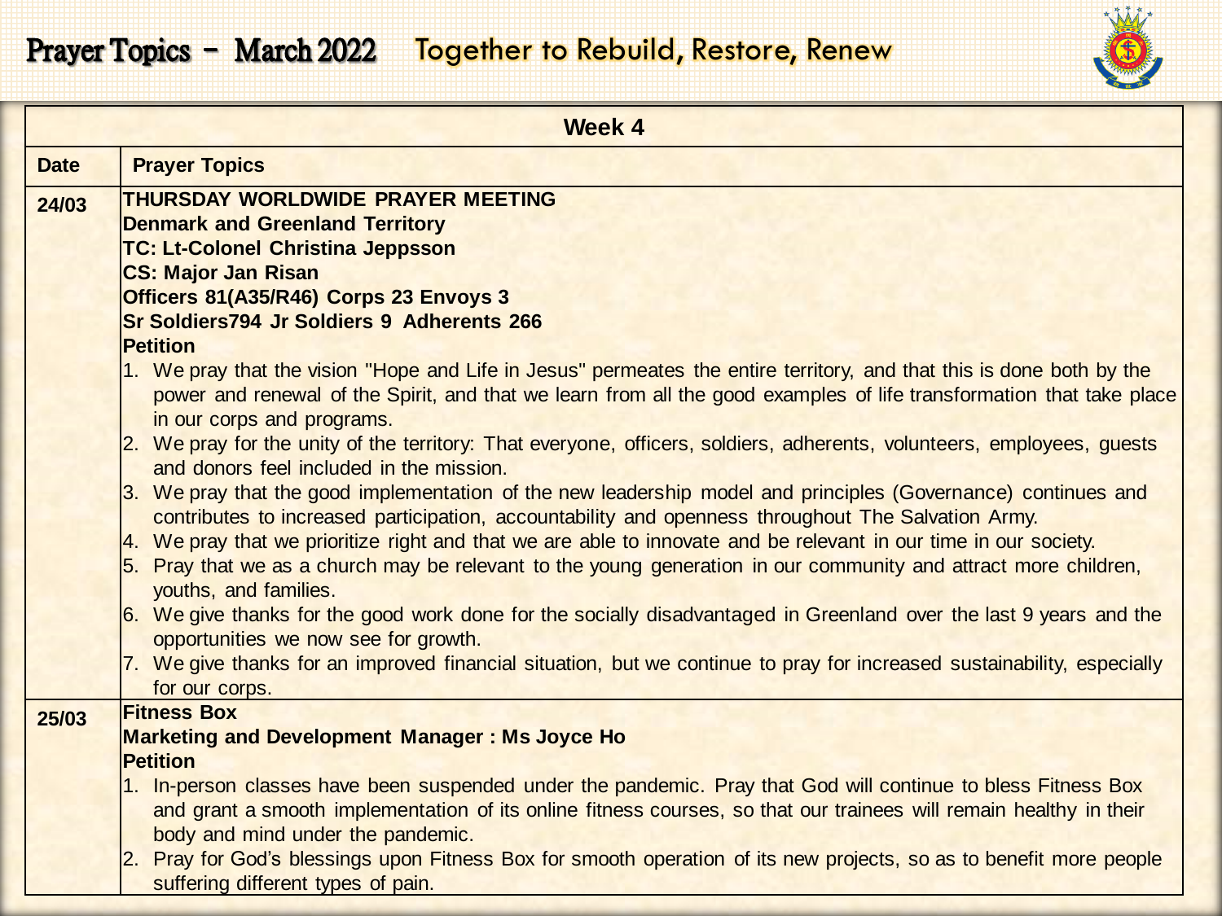# Prayer Topics - March 2022 Together to Rebuild, Restore, Renew

| Week 4 | |
|---|---|
| **Date** | **Prayer Topics** |
| **24/03** | **THURSDAY WORLDWIDE PRAYER MEETING**<br>**Denmark and Greenland Territory**<br>**TC: Lt-Colonel Christina Jeppsson**<br>**CS: Major Jan Risan**<br>**Officers 81(A35/R46) Corps 23 Envoys 3**<br>**Sr Soldiers794 Jr Soldiers 9 Adherents 266**<br>**Petition**<br>1. We pray that the vision "Hope and Life in Jesus" permeates the entire territory, and that this is done both by the power and renewal of the Spirit, and that we learn from all the good examples of life transformation that take place in our corps and programs.<br>2. We pray for the unity of the territory: That everyone, officers, soldiers, adherents, volunteers, employees, guests and donors feel included in the mission.<br>3. We pray that the good implementation of the new leadership model and principles (Governance) continues and contributes to increased participation, accountability and openness throughout The Salvation Army.<br>4. We pray that we prioritize right and that we are able to innovate and be relevant in our time in our society.<br>5. Pray that we as a church may be relevant to the young generation in our community and attract more children, youths, and families.<br>6. We give thanks for the good work done for the socially disadvantaged in Greenland over the last 9 years and the opportunities we now see for growth.<br>7. We give thanks for an improved financial situation, but we continue to pray for increased sustainability, especially for our corps. |
| **25/03** | **Fitness Box**<br>**Marketing and Development Manager : Ms Joyce Ho**<br>**Petition**<br>1. In-person classes have been suspended under the pandemic. Pray that God will continue to bless Fitness Box and grant a smooth implementation of its online fitness courses, so that our trainees will remain healthy in their body and mind under the pandemic.<br>2. Pray for God's blessings upon Fitness Box for smooth operation of its new projects, so as to benefit more people suffering different types of pain. |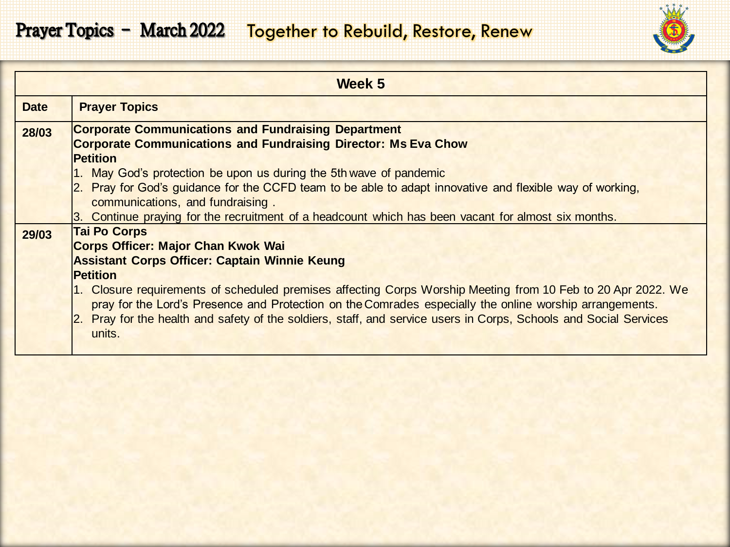# Prayer Topics – March 2022 Together to Rebuild, Restore, Renew

| Week 5 | |
|---|---|
| **Date** | **Prayer Topics** |
| **28/03** | **Corporate Communications and Fundraising Department**<br>**Corporate Communications and Fundraising Director: Ms Eva Chow**<br>**Petition**<br>1. May God's protection be upon us during the 5th wave of pandemic<br>2. Pray for God's guidance for the CCFD team to be able to adapt innovative and flexible way of working, communications, and fundraising .<br>3. Continue praying for the recruitment of a headcount which has been vacant for almost six months. |
| **29/03** | **Tai Po Corps**<br>**Corps Officer: Major Chan Kwok Wai**<br>**Assistant Corps Officer: Captain Winnie Keung**<br>**Petition**<br>1. Closure requirements of scheduled premises affecting Corps Worship Meeting from 10 Feb to 20 Apr 2022. We pray for the Lord's Presence and Protection on the Comrades especially the online worship arrangements.<br>2. Pray for the health and safety of the soldiers, staff, and service users in Corps, Schools and Social Services units. |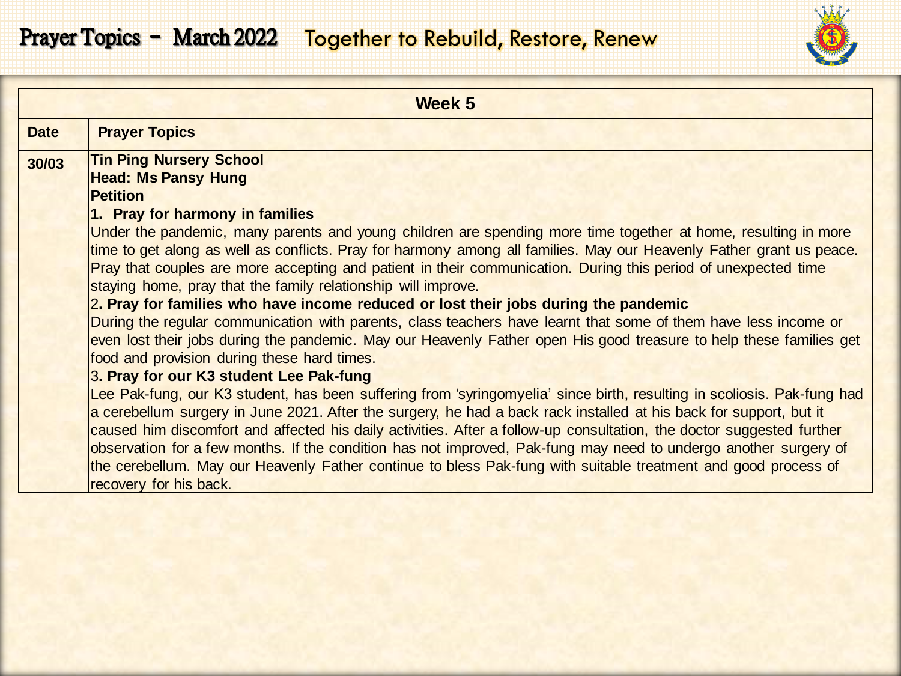# Prayer Topics – March 2022 Together to Rebuild, Restore, Renew

| Week 5 | |
|---|---|
| **Date** | **Prayer Topics** |
| **30/03** | **Tin Ping Nursery School**<br>**Head: Ms Pansy Hung**<br>**Petition**<br>**1. Pray for harmony in families**<br>Under the pandemic, many parents and young children are spending more time together at home, resulting in more time to get along as well as conflicts. Pray for harmony among all families. May our Heavenly Father grant us peace. Pray that couples are more accepting and patient in their communication. During this period of unexpected time staying home, pray that the family relationship will improve.<br>2**. Pray for families who have income reduced or lost their jobs during the pandemic**<br>During the regular communication with parents, class teachers have learnt that some of them have less income or even lost their jobs during the pandemic. May our Heavenly Father open His good treasure to help these families get food and provision during these hard times.<br>3**. Pray for our K3 student Lee Pak-fung**<br>Lee Pak-fung, our K3 student, has been suffering from 'syringomyelia' since birth, resulting in scoliosis. Pak-fung had a cerebellum surgery in June 2021. After the surgery, he had a back rack installed at his back for support, but it caused him discomfort and affected his daily activities. After a follow-up consultation, the doctor suggested further observation for a few months. If the condition has not improved, Pak-fung may need to undergo another surgery of the cerebellum. May our Heavenly Father continue to bless Pak-fung with suitable treatment and good process of recovery for his back. |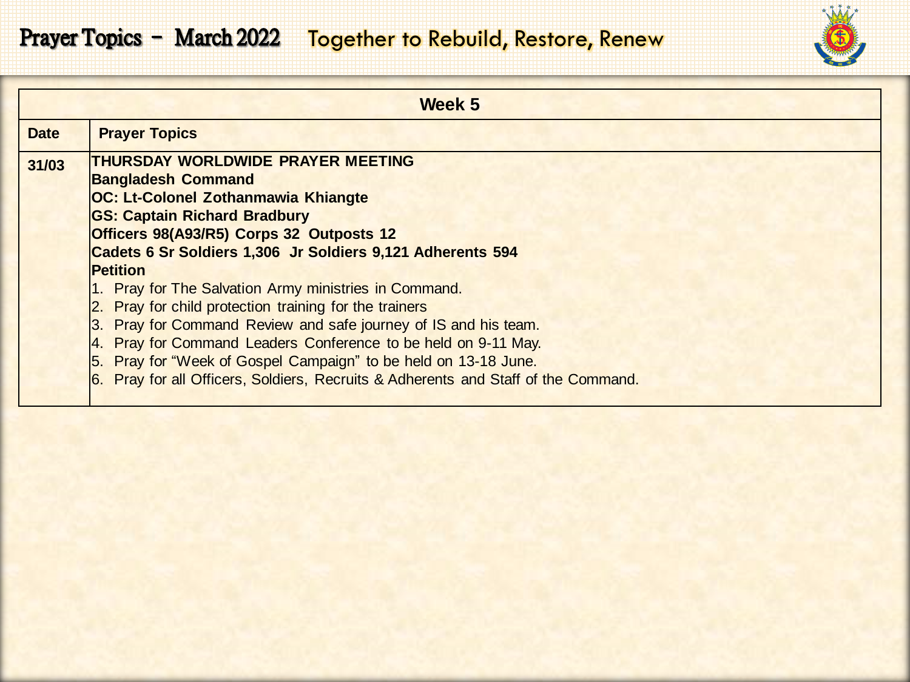# Prayer Topics - March 2022 Together to Rebuild, Restore, Renew

| Week 5 | |
|---|---|
| **Date** | **Prayer Topics** |
| **31/03** | **THURSDAY WORLDWIDE PRAYER MEETING**<br>**Bangladesh Command**<br>**OC: Lt-Colonel Zothanmawia Khiangte**<br>**GS: Captain Richard Bradbury**<br>**Officers 98(A93/R5) Corps 32 Outposts 12**<br>**Cadets 6 Sr Soldiers 1,306 Jr Soldiers 9,121 Adherents 594**<br>**Petition**<br>1. Pray for The Salvation Army ministries in Command.<br>2. Pray for child protection training for the trainers<br>3. Pray for Command Review and safe journey of IS and his team.<br>4. Pray for Command Leaders Conference to be held on 9-11 May.<br>5. Pray for "Week of Gospel Campaign" to be held on 13-18 June.<br>6. Pray for all Officers, Soldiers, Recruits & Adherents and Staff of the Command. |